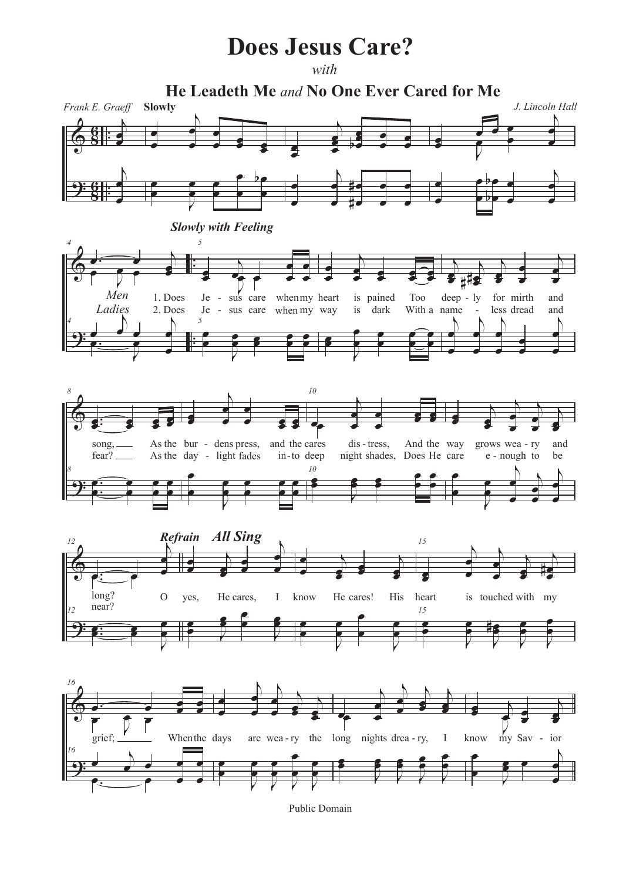# Does Jesus Care?

*with*

## He Leadeth Me *and* No One Ever Cared for Me

*Frank E. Graeff* **Slowly** *J. Lincoln Hall*

*Slowly with Feeling*

*Men* 1. Does Je - sus care when my heart is pained Too deep - ly for mirth and song, As the bur - dens press, and the cares dis - tress, And the way grows wea - ry and long?

*Ladies* 2. Does Je - sus care when my way is dark With a name - less dread and fear? As the day - light fades in - to deep night shades, Does He care e - nough to be near?

*Refrain* *All Sing*

O yes, He cares, I know He cares! His heart is touched with my grief; When the days are wea - ry the long nights drea - ry, I know my Sav - ior

Public Domain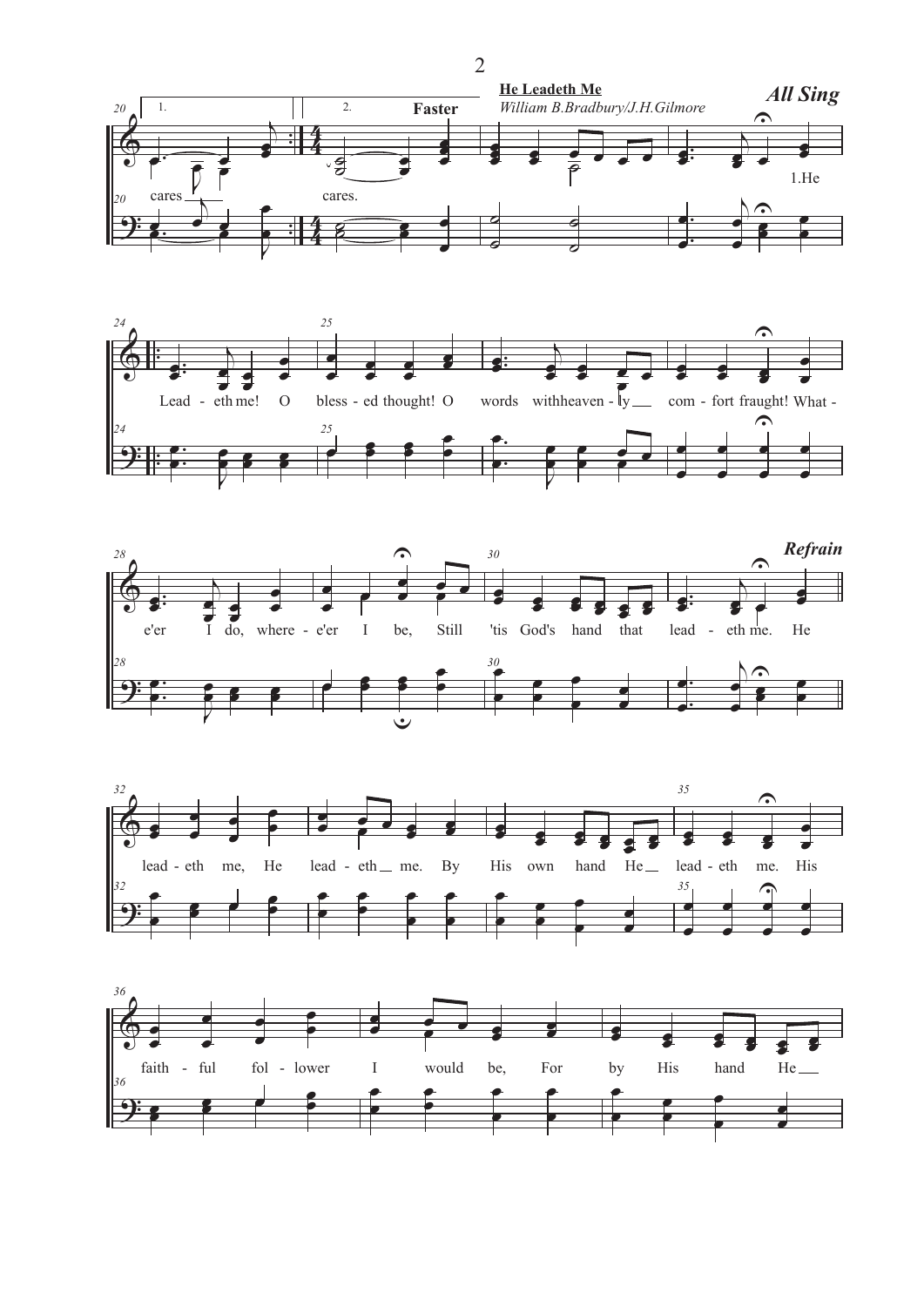**He Leadeth Me**

*William B.Bradbury/J.H.Gilmore*

***All Sing***

Faster

cares ___ cares.

1.He

Lead - eth me! O bless - ed thought! O words with heaven - ly ___ com - fort fraught! What - e'er I do, where - e'er I be, Still 'tis God's hand that lead - eth me. He

***Refrain***

lead - eth me, He lead - eth ___ me. By His own hand He ___ lead - eth me. His faith - ful fol - lower I would be, For by His hand He ___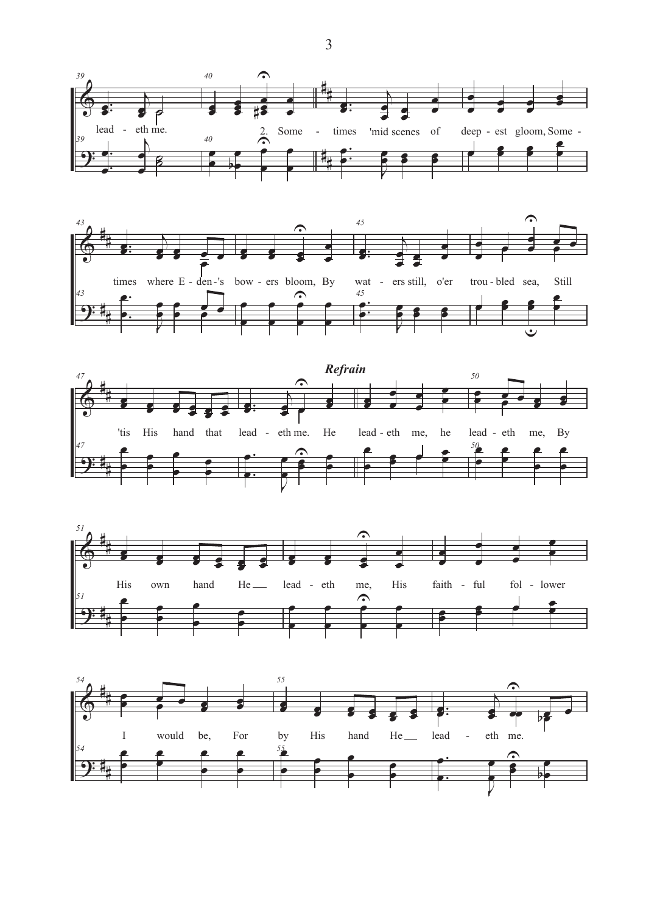lead - eth me. 2. Some - times 'mid scenes of deep - est gloom, Some -

times where E - den -'s bow - ers bloom, By wat - ers still, o'er trou - bled sea, Still

'tis His hand that lead - eth me.

***Refrain***

He lead - eth me, he lead - eth me, By

His own hand He lead - eth me, His faith - ful fol - lower

I would be, For by His hand He lead - eth me.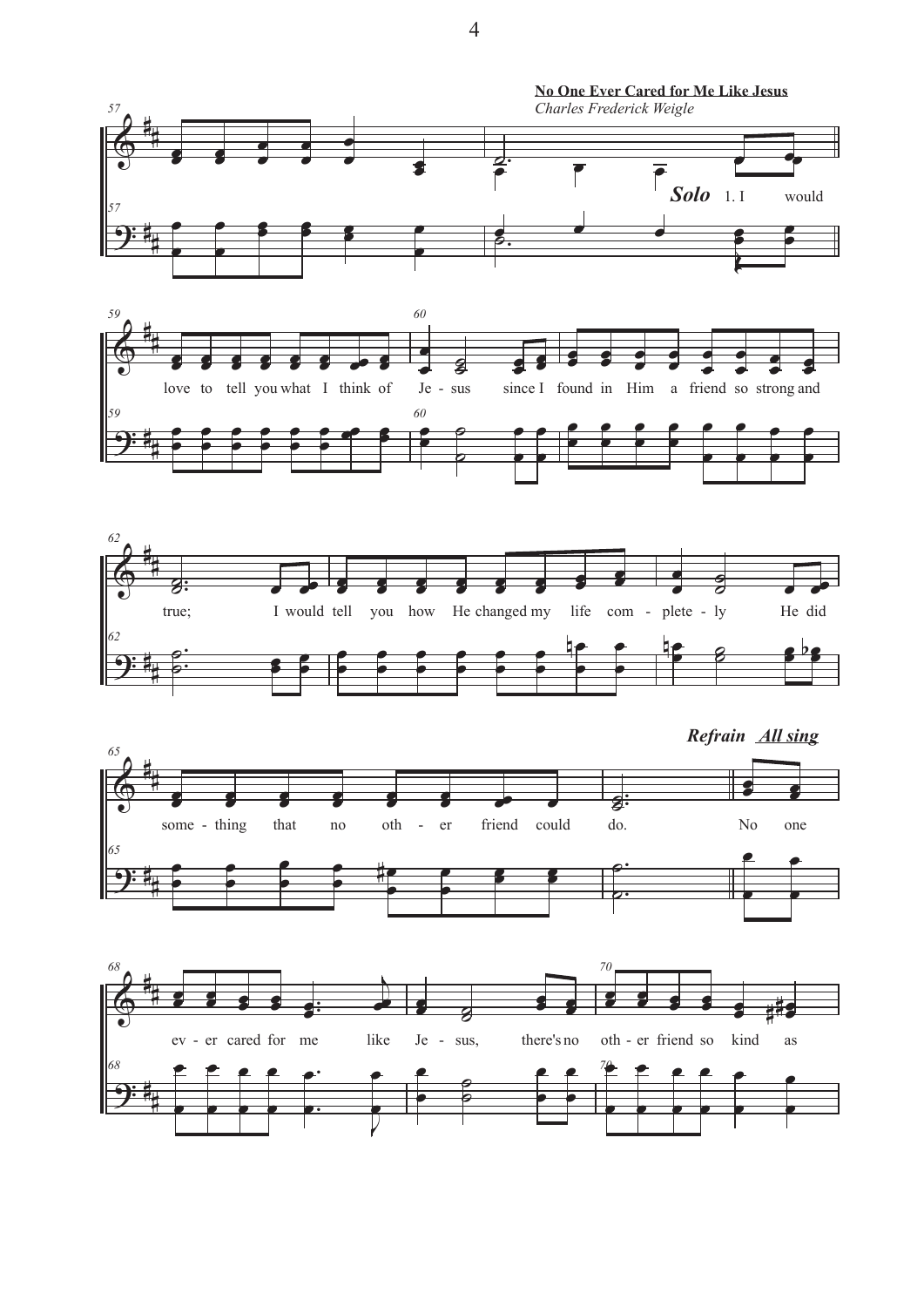**No One Ever Cared for Me Like Jesus**

*Charles Frederick Weigle*

***Solo*** 1. I would love to tell you what I think of Je - sus since I found in Him a friend so strong and true; I would tell you how He changed my life com - plete - ly He did some - thing that no oth - er friend could do.

***Refrain*** **All sing**

No one ev - er cared for me like Je - sus, there's no oth - er friend so kind as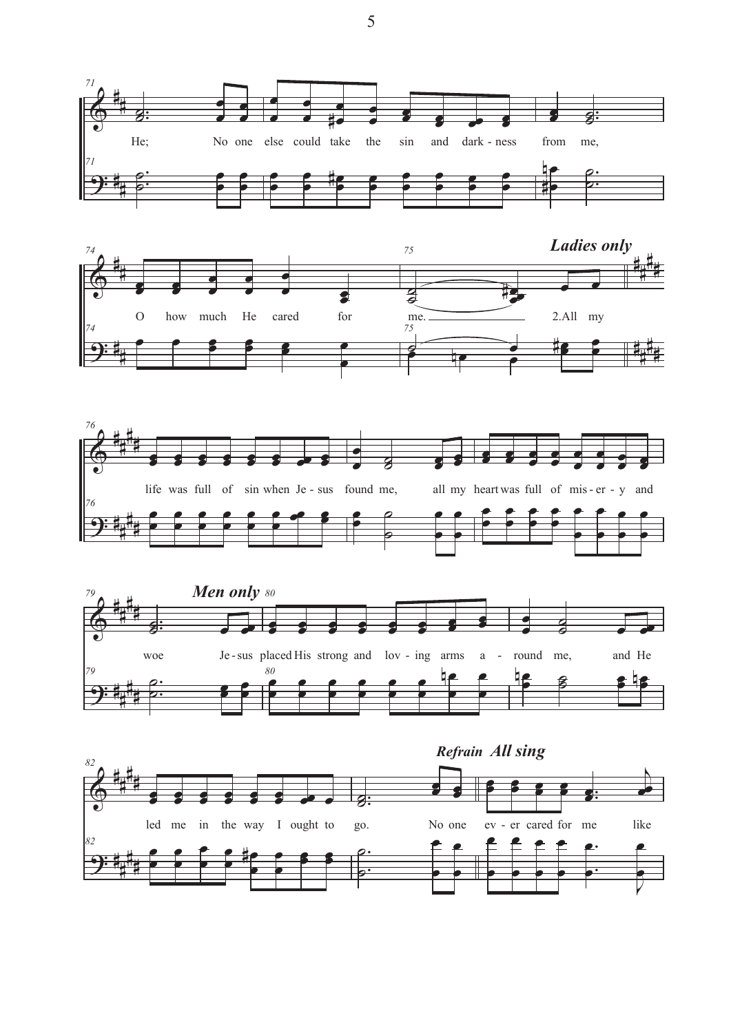He; No one else could take the sin and dark - ness from me,

O how much He cared for me. 2.All my

*Ladies only*

life was full of sin when Je - sus found me, all my heart was full of mis - er - y and

woe

*Men only*

Je - sus placed His strong and lov - ing arms a - round me, and He

led me in the way I ought to go. No one

*Refrain All sing*

ev - er cared for me like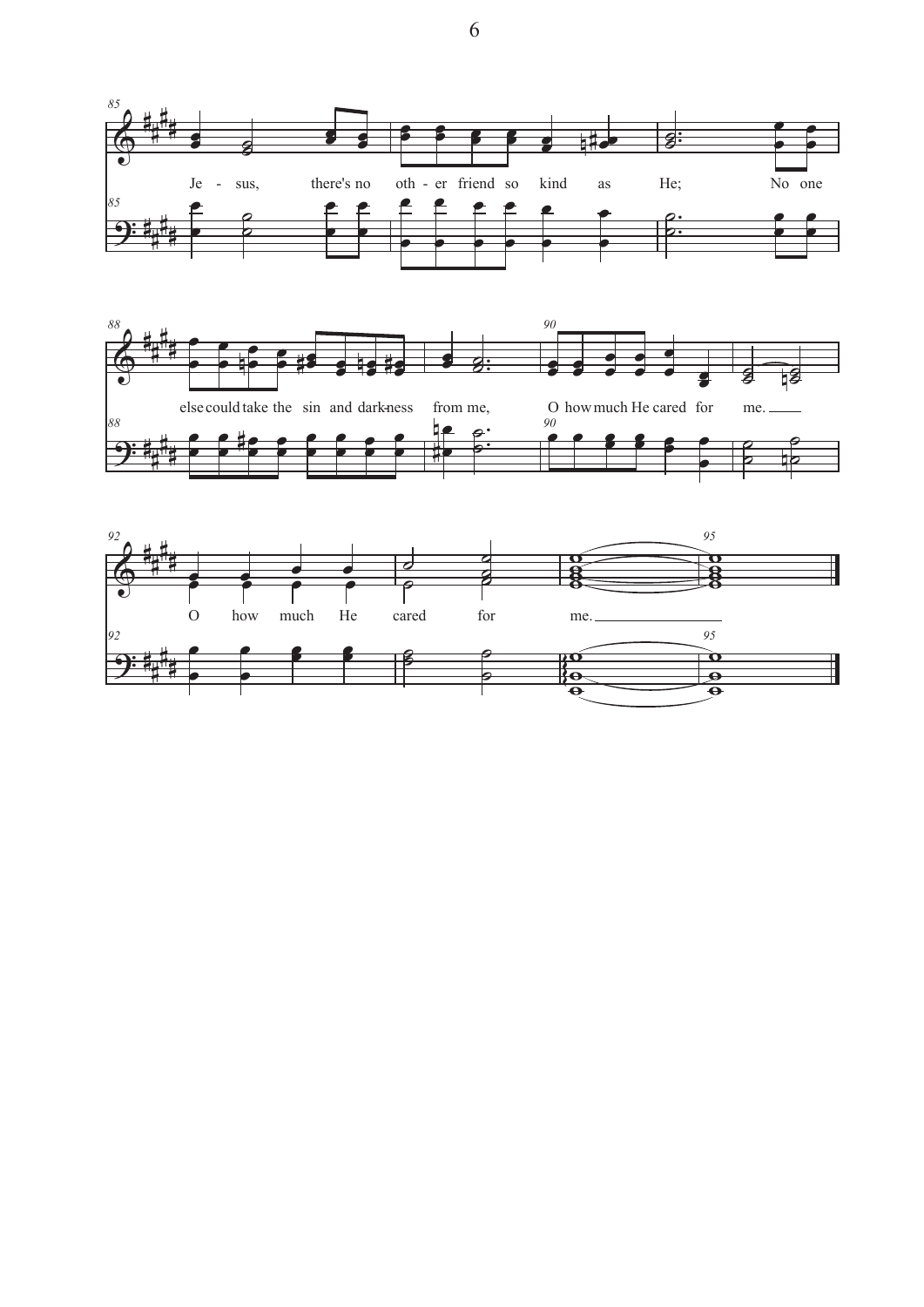Je - sus, there's no oth - er friend so kind as He; No one

else could take the sin and dark-ness from me, O how much He cared for me.

O how much He cared for me.